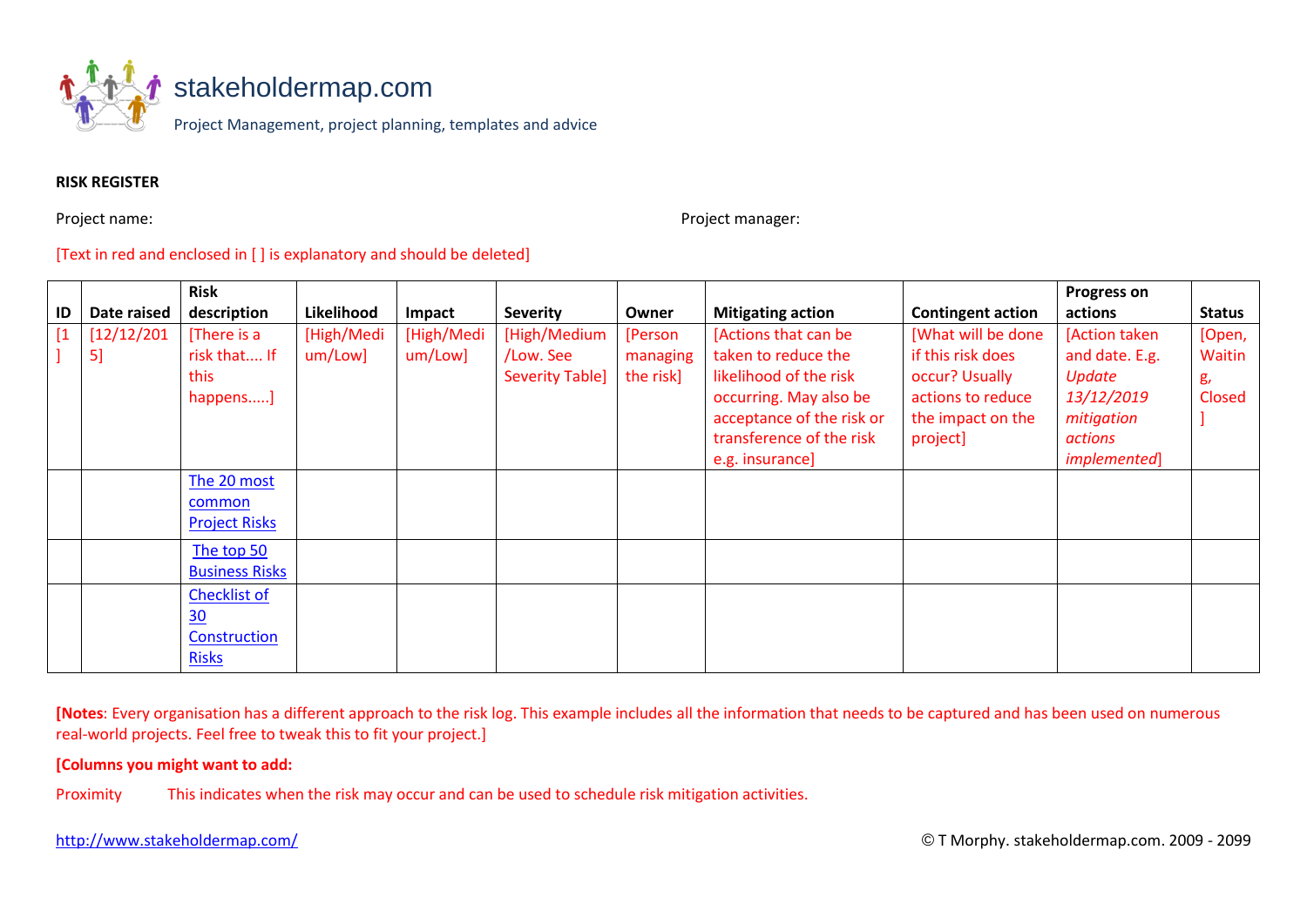stakeholdermap.com

Project Management, project planning, templates and advice

**RISK REGISTER**

Project name: Project manager:

[Text in red and enclosed in [ ] is explanatory and should be deleted]

| ID | Date raised | Risk description | Likelihood | Impact | Severity | Owner | Mitigating action | Contingent action | Progress on actions | Status |
|---|---|---|---|---|---|---|---|---|---|---|
| [1] | [12/12/2015] | [There is a risk that.... If this happens.....] | [High/Medium/Low] | [High/Medium/Low] | [High/Medium/Low. See Severity Table] | [Person managing the risk] | [Actions that can be taken to reduce the likelihood of the risk occurring. May also be acceptance of the risk or transference of the risk e.g. insurance] | [What will be done if this risk does occur? Usually actions to reduce the impact on the project] | [Action taken and date. E.g. *Update 13/12/2019 mitigation actions implemented*] | [Open, Waiting, Closed] |
| | | The 20 most common Project Risks | | | | | | | | |
| | | The top 50 Business Risks | | | | | | | | |
| | | Checklist of 30 Construction Risks | | | | | | | | |

**[Notes**: Every organisation has a different approach to the risk log. This example includes all the information that needs to be captured and has been used on numerous real-world projects. Feel free to tweak this to fit your project.]

**[Columns you might want to add:**

Proximity This indicates when the risk may occur and can be used to schedule risk mitigation activities.

http://www.stakeholdermap.com/ © T Morphy. stakeholdermap.com. 2009 - 2099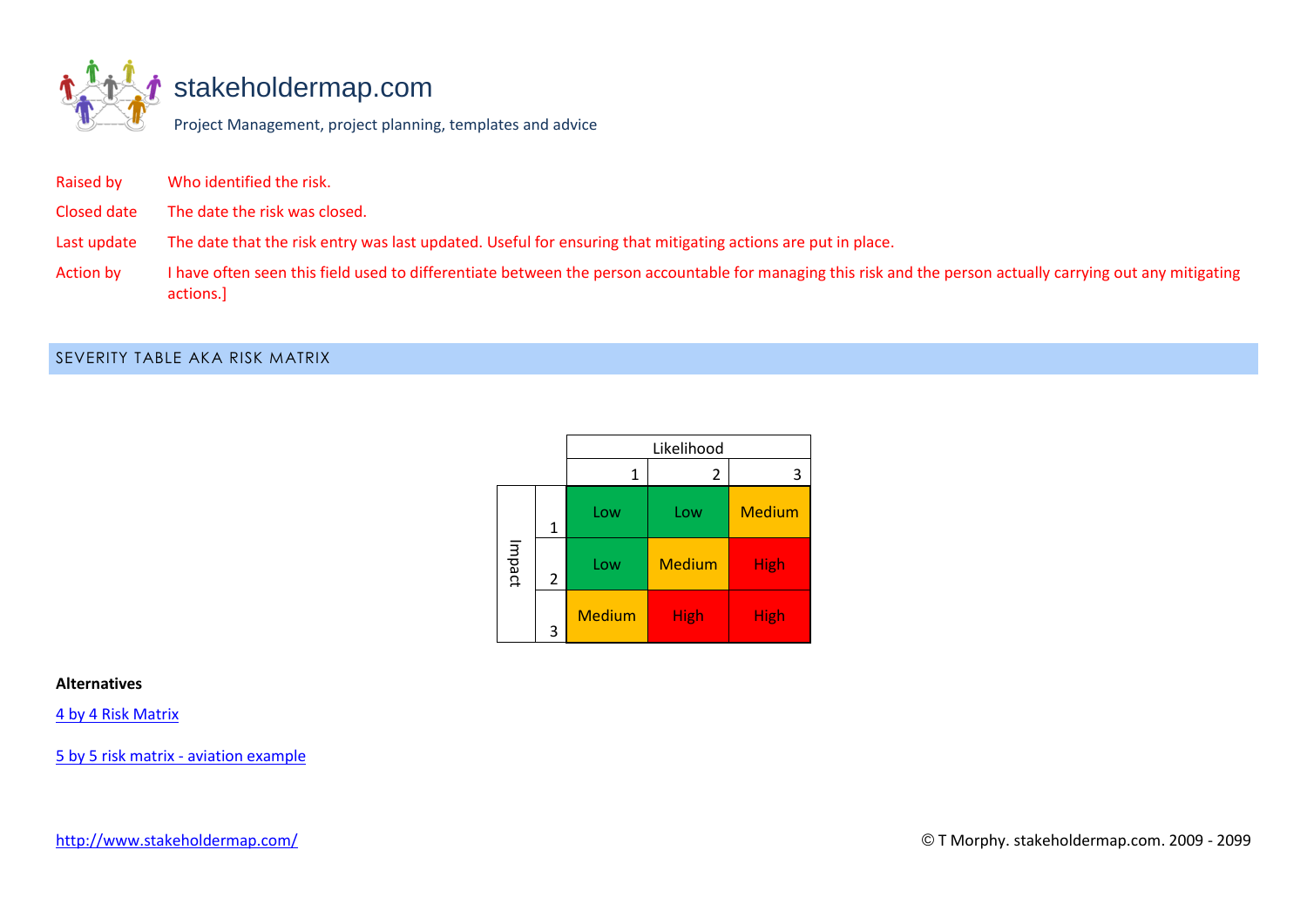stakeholdermap.com

Project Management, project planning, templates and advice

| | |
|---|---|
| Raised by | Who identified the risk. |
| Closed date | The date the risk was closed. |
| Last update | The date that the risk entry was last updated. Useful for ensuring that mitigating actions are put in place. |
| Action by | I have often seen this field used to differentiate between the person accountable for managing this risk and the person actually carrying out any mitigating actions.] |

## SEVERITY TABLE AKA RISK MATRIX

| | | Likelihood | | |
|---|---|---|---|---|
| | | 1 | 2 | 3 |
| Impact | 1 | Low | Low | Medium |
| | 2 | Low | Medium | High |
| | 3 | Medium | High | High |

**Alternatives**

[4 by 4 Risk Matrix]

[5 by 5 risk matrix - aviation example]

http://www.stakeholdermap.com/

© T Morphy. stakeholdermap.com. 2009 - 2099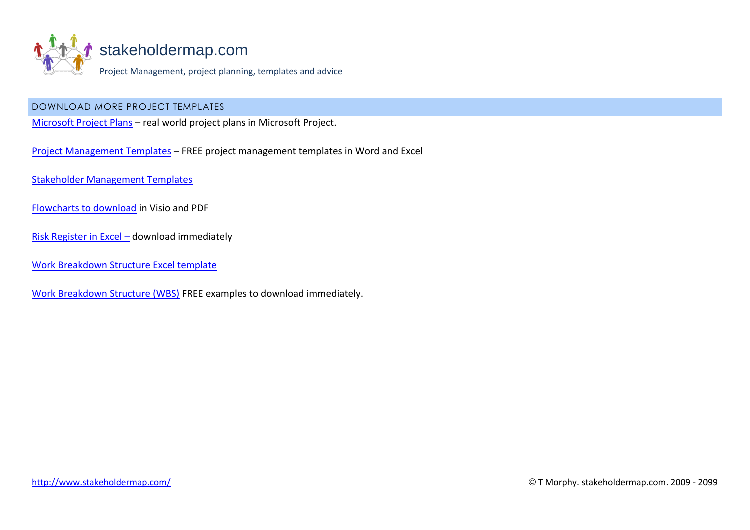stakeholdermap.com

Project Management, project planning, templates and advice

## DOWNLOAD MORE PROJECT TEMPLATES

Microsoft Project Plans – real world project plans in Microsoft Project.

Project Management Templates – FREE project management templates in Word and Excel

Stakeholder Management Templates

Flowcharts to download in Visio and PDF

Risk Register in Excel – download immediately

Work Breakdown Structure Excel template

Work Breakdown Structure (WBS) FREE examples to download immediately.

http://www.stakeholdermap.com/

© T Morphy. stakeholdermap.com. 2009 - 2099